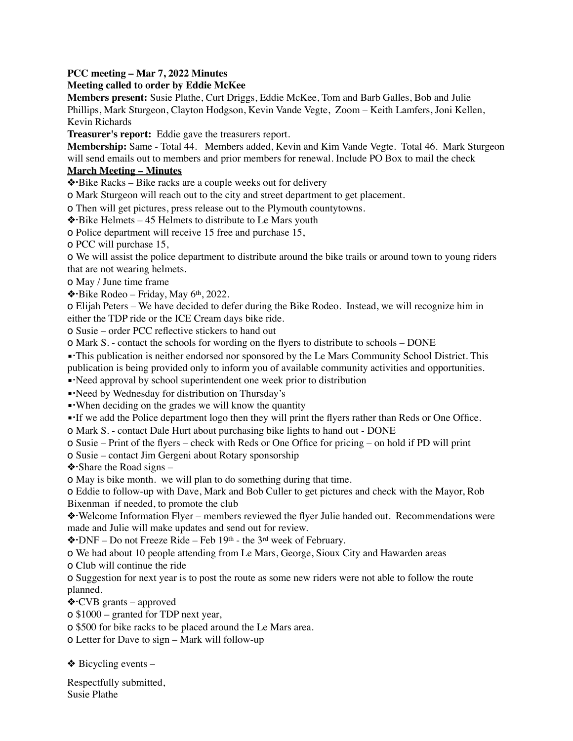**PCC meeting – Mar 7, 2022 Minutes**

**Meeting called to order by Eddie McKee**

**Members present:** Susie Plathe, Curt Driggs, Eddie McKee, Tom and Barb Galles, Bob and Julie Phillips, Mark Sturgeon, Clayton Hodgson, Kevin Vande Vegte, Zoom – Keith Lamfers, Joni Kellen, Kevin Richards

**Treasurer's report:** Eddie gave the treasurers report.

**Membership:** Same - Total 44. Members added, Kevin and Kim Vande Vegte. Total 46. Mark Sturgeon will send emails out to members and prior members for renewal. Include PO Box to mail the check

**<u>March Meeting – Minutes</u>**

- Bike Racks – Bike racks are a couple weeks out for delivery
  - Mark Sturgeon will reach out to the city and street department to get placement.
  - Then will get pictures, press release out to the Plymouth countytowns.
- Bike Helmets – 45 Helmets to distribute to Le Mars youth
  - Police department will receive 15 free and purchase 15,
  - PCC will purchase 15,
  - We will assist the police department to distribute around the bike trails or around town to young riders that are not wearing helmets.
  - May / June time frame
- Bike Rodeo – Friday, May 6th, 2022.
  - Elijah Peters – We have decided to defer during the Bike Rodeo. Instead, we will recognize him in either the TDP ride or the ICE Cream days bike ride.
  - Susie – order PCC reflective stickers to hand out
  - Mark S. - contact the schools for wording on the flyers to distribute to schools – DONE
    - This publication is neither endorsed nor sponsored by the Le Mars Community School District. This publication is being provided only to inform you of available community activities and opportunities.
    - Need approval by school superintendent one week prior to distribution
    - Need by Wednesday for distribution on Thursday's
    - When deciding on the grades we will know the quantity
    - If we add the Police department logo then they will print the flyers rather than Reds or One Office.
  - Mark S. - contact Dale Hurt about purchasing bike lights to hand out - DONE
  - Susie – Print of the flyers – check with Reds or One Office for pricing – on hold if PD will print
  - Susie – contact Jim Gergeni about Rotary sponsorship
- Share the Road signs –
  - May is bike month. we will plan to do something during that time.
  - Eddie to follow-up with Dave, Mark and Bob Culler to get pictures and check with the Mayor, Rob Bixenman if needed, to promote the club
- Welcome Information Flyer – members reviewed the flyer Julie handed out. Recommendations were made and Julie will make updates and send out for review.
- DNF – Do not Freeze Ride – Feb 19th - the 3rd week of February.
  - We had about 10 people attending from Le Mars, George, Sioux City and Hawarden areas
  - Club will continue the ride
  - Suggestion for next year is to post the route as some new riders were not able to follow the route planned.
- CVB grants – approved
  - $1000 – granted for TDP next year,
  - $500 for bike racks to be placed around the Le Mars area.
  - Letter for Dave to sign – Mark will follow-up

- Bicycling events –

Respectfully submitted,
Susie Plathe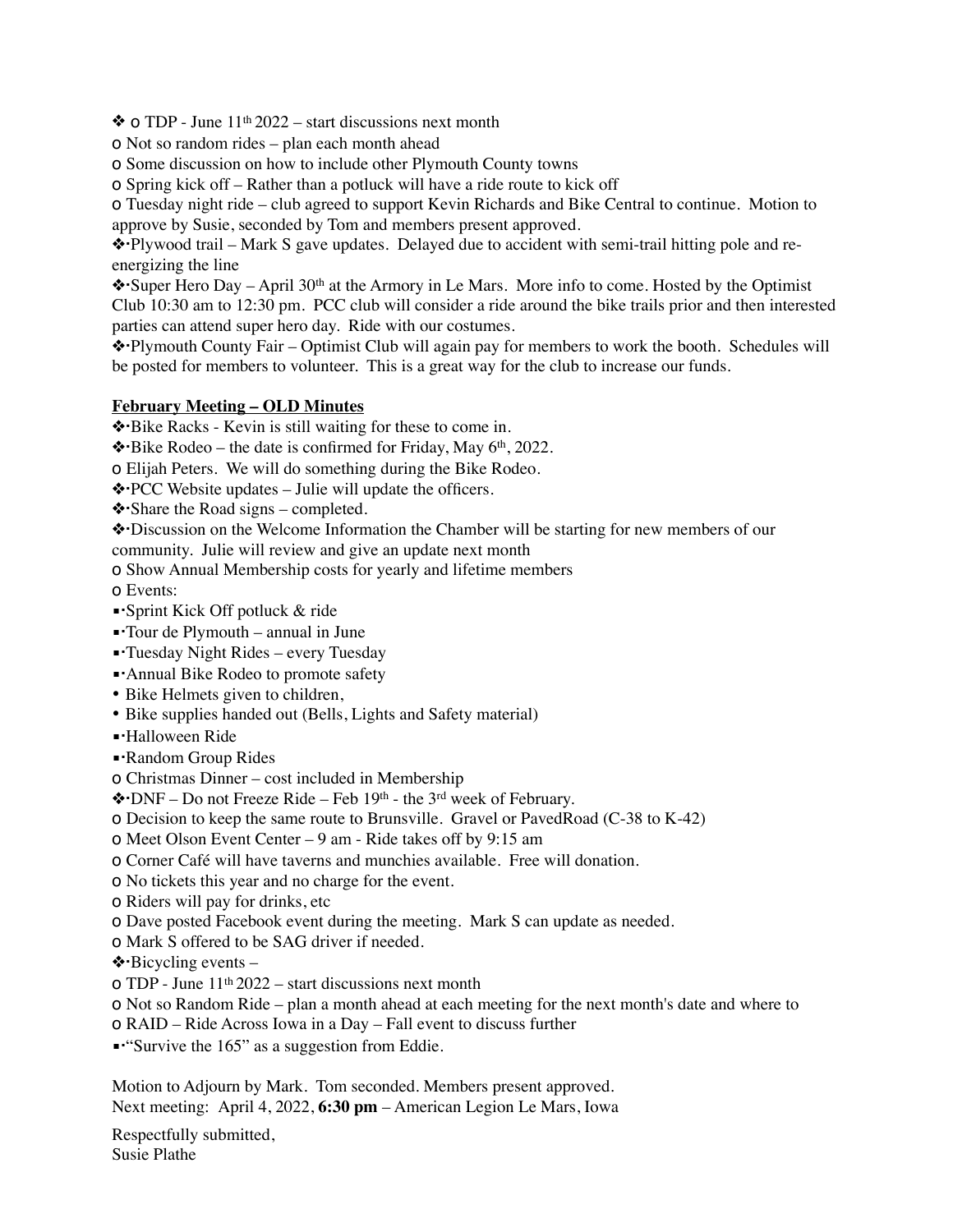❖ o TDP - June 11th 2022 – start discussions next month

o Not so random rides – plan each month ahead

o Some discussion on how to include other Plymouth County towns

o Spring kick off – Rather than a potluck will have a ride route to kick off

o Tuesday night ride – club agreed to support Kevin Richards and Bike Central to continue. Motion to approve by Susie, seconded by Tom and members present approved.

❖·Plywood trail – Mark S gave updates. Delayed due to accident with semi-trail hitting pole and re-energizing the line

❖·Super Hero Day – April 30th at the Armory in Le Mars. More info to come. Hosted by the Optimist Club 10:30 am to 12:30 pm. PCC club will consider a ride around the bike trails prior and then interested parties can attend super hero day. Ride with our costumes.

❖·Plymouth County Fair – Optimist Club will again pay for members to work the booth. Schedules will be posted for members to volunteer. This is a great way for the club to increase our funds.

**February Meeting – OLD Minutes**

❖·Bike Racks - Kevin is still waiting for these to come in.

❖·Bike Rodeo – the date is confirmed for Friday, May 6th, 2022.

o Elijah Peters. We will do something during the Bike Rodeo.

❖·PCC Website updates – Julie will update the officers.

❖·Share the Road signs – completed.

❖·Discussion on the Welcome Information the Chamber will be starting for new members of our community. Julie will review and give an update next month

o Show Annual Membership costs for yearly and lifetime members

o Events:

▪·Sprint Kick Off potluck & ride

▪·Tour de Plymouth – annual in June

▪·Tuesday Night Rides – every Tuesday

▪·Annual Bike Rodeo to promote safety

- Bike Helmets given to children,
- Bike supplies handed out (Bells, Lights and Safety material)

▪·Halloween Ride

▪·Random Group Rides

o Christmas Dinner – cost included in Membership

❖·DNF – Do not Freeze Ride – Feb 19th - the 3rd week of February.

o Decision to keep the same route to Brunsville. Gravel or PavedRoad (C-38 to K-42)

o Meet Olson Event Center – 9 am - Ride takes off by 9:15 am

o Corner Café will have taverns and munchies available. Free will donation.

o No tickets this year and no charge for the event.

o Riders will pay for drinks, etc

o Dave posted Facebook event during the meeting. Mark S can update as needed.

o Mark S offered to be SAG driver if needed.

❖·Bicycling events –

o TDP - June 11th 2022 – start discussions next month

o Not so Random Ride – plan a month ahead at each meeting for the next month's date and where to

o RAID – Ride Across Iowa in a Day – Fall event to discuss further

▪·"Survive the 165" as a suggestion from Eddie.

Motion to Adjourn by Mark. Tom seconded. Members present approved.
Next meeting: April 4, 2022, **6:30 pm** – American Legion Le Mars, Iowa

Respectfully submitted,
Susie Plathe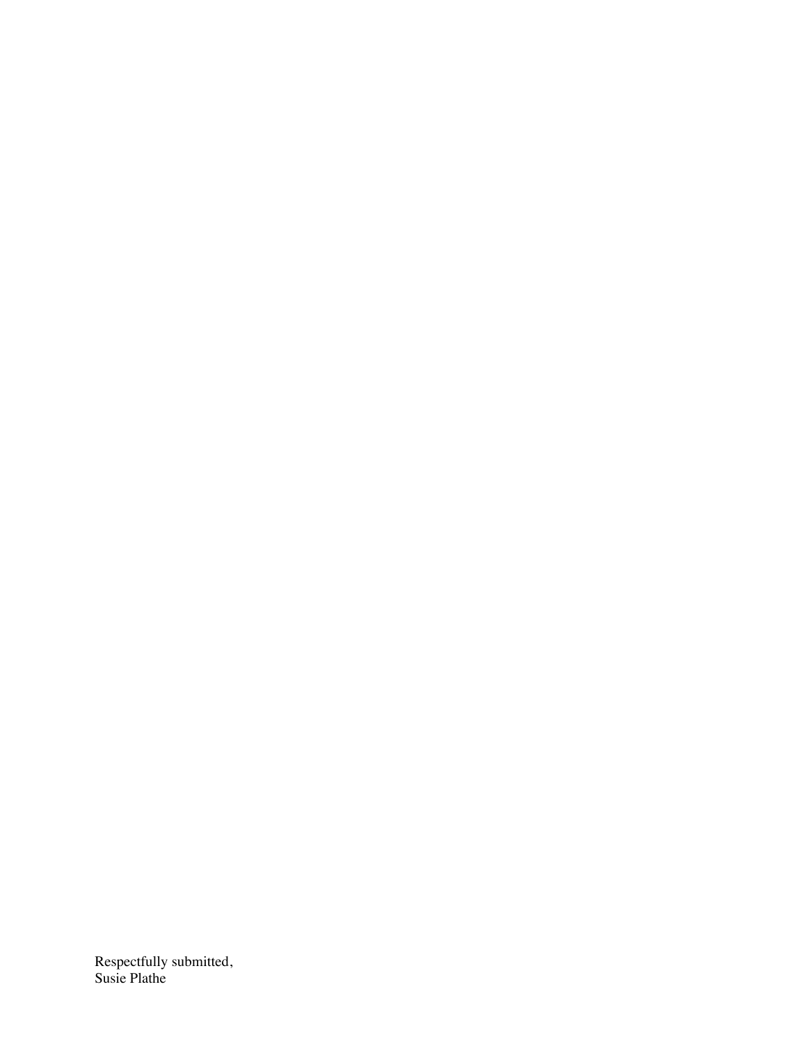Respectfully submitted,
Susie Plathe